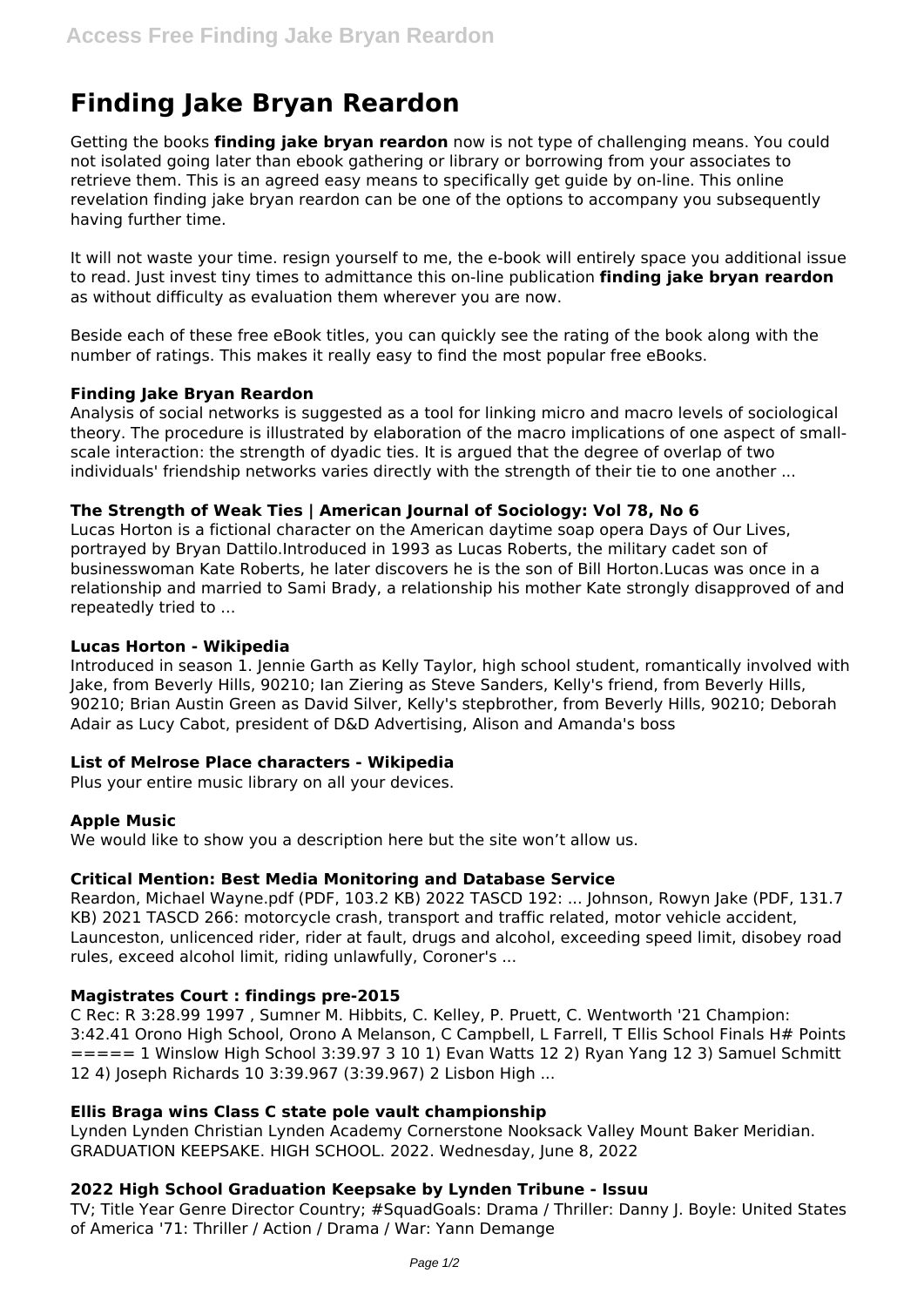# Finding Jake Bryan Reardon

Getting the books **finding jake bryan reardon** now is not type of challenging means. You could not isolated going later than ebook gathering or library or borrowing from your associates to retrieve them. This is an agreed easy means to specifically get guide by on-line. This online revelation finding jake bryan reardon can be one of the options to accompany you subsequently having further time.

It will not waste your time. resign yourself to me, the e-book will entirely space you additional issue to read. Just invest tiny times to admittance this on-line publication **finding jake bryan reardon** as without difficulty as evaluation them wherever you are now.

Beside each of these free eBook titles, you can quickly see the rating of the book along with the number of ratings. This makes it really easy to find the most popular free eBooks.

### Finding Jake Bryan Reardon

Analysis of social networks is suggested as a tool for linking micro and macro levels of sociological theory. The procedure is illustrated by elaboration of the macro implications of one aspect of small-scale interaction: the strength of dyadic ties. It is argued that the degree of overlap of two individuals' friendship networks varies directly with the strength of their tie to one another ...

### The Strength of Weak Ties | American Journal of Sociology: Vol 78, No 6

Lucas Horton is a fictional character on the American daytime soap opera Days of Our Lives, portrayed by Bryan Dattilo.Introduced in 1993 as Lucas Roberts, the military cadet son of businesswoman Kate Roberts, he later discovers he is the son of Bill Horton.Lucas was once in a relationship and married to Sami Brady, a relationship his mother Kate strongly disapproved of and repeatedly tried to ...

### Lucas Horton - Wikipedia

Introduced in season 1. Jennie Garth as Kelly Taylor, high school student, romantically involved with Jake, from Beverly Hills, 90210; Ian Ziering as Steve Sanders, Kelly's friend, from Beverly Hills, 90210; Brian Austin Green as David Silver, Kelly's stepbrother, from Beverly Hills, 90210; Deborah Adair as Lucy Cabot, president of D&D Advertising, Alison and Amanda's boss

### List of Melrose Place characters - Wikipedia

Plus your entire music library on all your devices.

### Apple Music

We would like to show you a description here but the site won't allow us.

### Critical Mention: Best Media Monitoring and Database Service

Reardon, Michael Wayne.pdf (PDF, 103.2 KB) 2022 TASCD 192: ... Johnson, Rowyn Jake (PDF, 131.7 KB) 2021 TASCD 266: motorcycle crash, transport and traffic related, motor vehicle accident, Launceston, unlicenced rider, rider at fault, drugs and alcohol, exceeding speed limit, disobey road rules, exceed alcohol limit, riding unlawfully, Coroner's ...

### Magistrates Court : findings pre-2015

C Rec: R 3:28.99 1997 , Sumner M. Hibbits, C. Kelley, P. Pruett, C. Wentworth '21 Champion: 3:42.41 Orono High School, Orono A Melanson, C Campbell, L Farrell, T Ellis School Finals H# Points ===== 1 Winslow High School 3:39.97 3 10 1) Evan Watts 12 2) Ryan Yang 12 3) Samuel Schmitt 12 4) Joseph Richards 10 3:39.967 (3:39.967) 2 Lisbon High ...

### Ellis Braga wins Class C state pole vault championship

Lynden Lynden Christian Lynden Academy Cornerstone Nooksack Valley Mount Baker Meridian. GRADUATION KEEPSAKE. HIGH SCHOOL. 2022. Wednesday, June 8, 2022

### 2022 High School Graduation Keepsake by Lynden Tribune - Issuu

TV; Title Year Genre Director Country; #SquadGoals: Drama / Thriller: Danny J. Boyle: United States of America '71: Thriller / Action / Drama / War: Yann Demange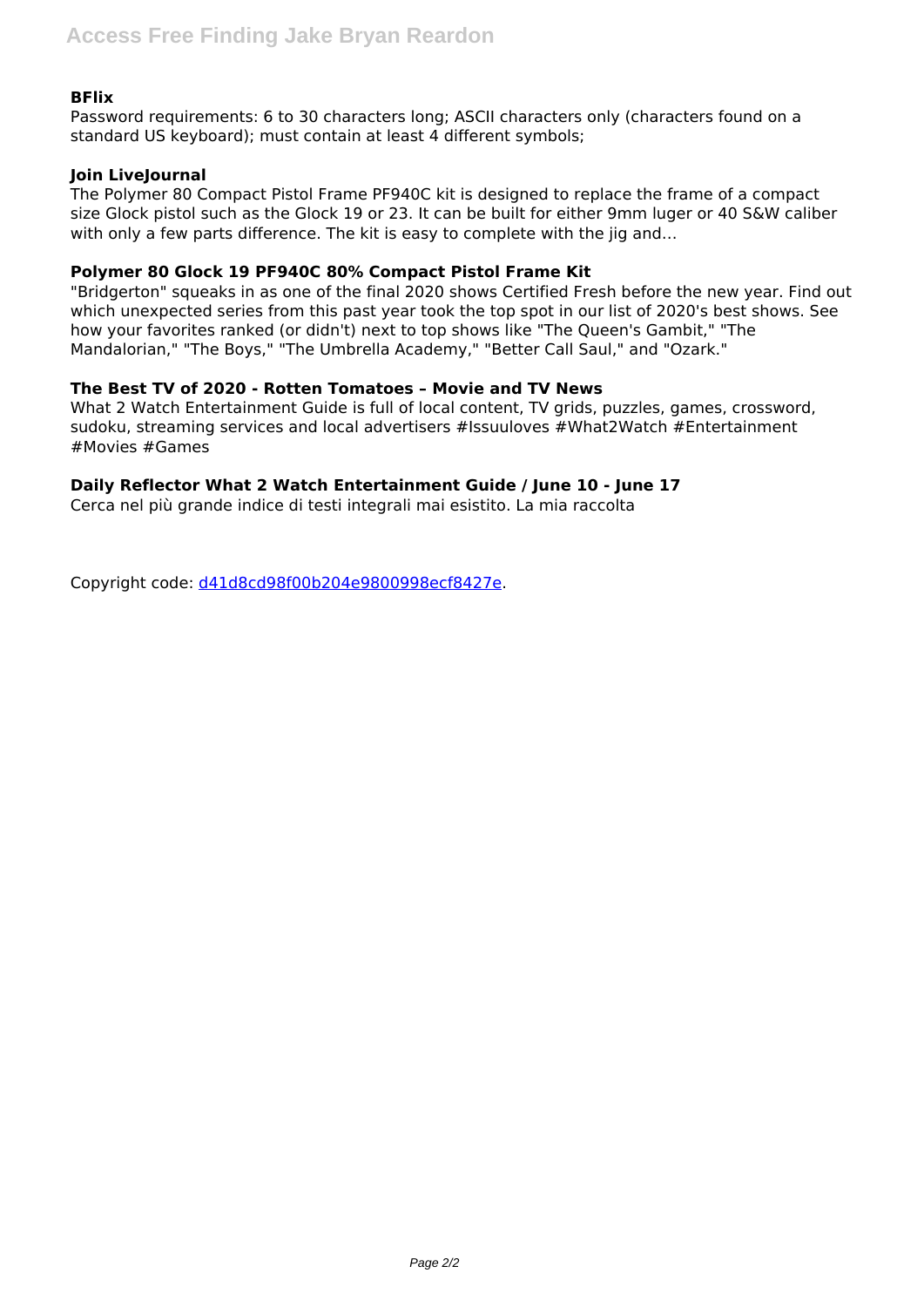### BFlix

Password requirements: 6 to 30 characters long; ASCII characters only (characters found on a standard US keyboard); must contain at least 4 different symbols;

### Join LiveJournal

The Polymer 80 Compact Pistol Frame PF940C kit is designed to replace the frame of a compact size Glock pistol such as the Glock 19 or 23. It can be built for either 9mm luger or 40 S&W caliber with only a few parts difference. The kit is easy to complete with the jig and…

### Polymer 80 Glock 19 PF940C 80% Compact Pistol Frame Kit

"Bridgerton" squeaks in as one of the final 2020 shows Certified Fresh before the new year. Find out which unexpected series from this past year took the top spot in our list of 2020's best shows. See how your favorites ranked (or didn't) next to top shows like "The Queen's Gambit," "The Mandalorian," "The Boys," "The Umbrella Academy," "Better Call Saul," and "Ozark."

### The Best TV of 2020 - Rotten Tomatoes – Movie and TV News

What 2 Watch Entertainment Guide is full of local content, TV grids, puzzles, games, crossword, sudoku, streaming services and local advertisers #Issuuloves #What2Watch #Entertainment #Movies #Games

### Daily Reflector What 2 Watch Entertainment Guide / June 10 - June 17

Cerca nel più grande indice di testi integrali mai esistito. La mia raccolta

Copyright code: d41d8cd98f00b204e9800998ecf8427e.